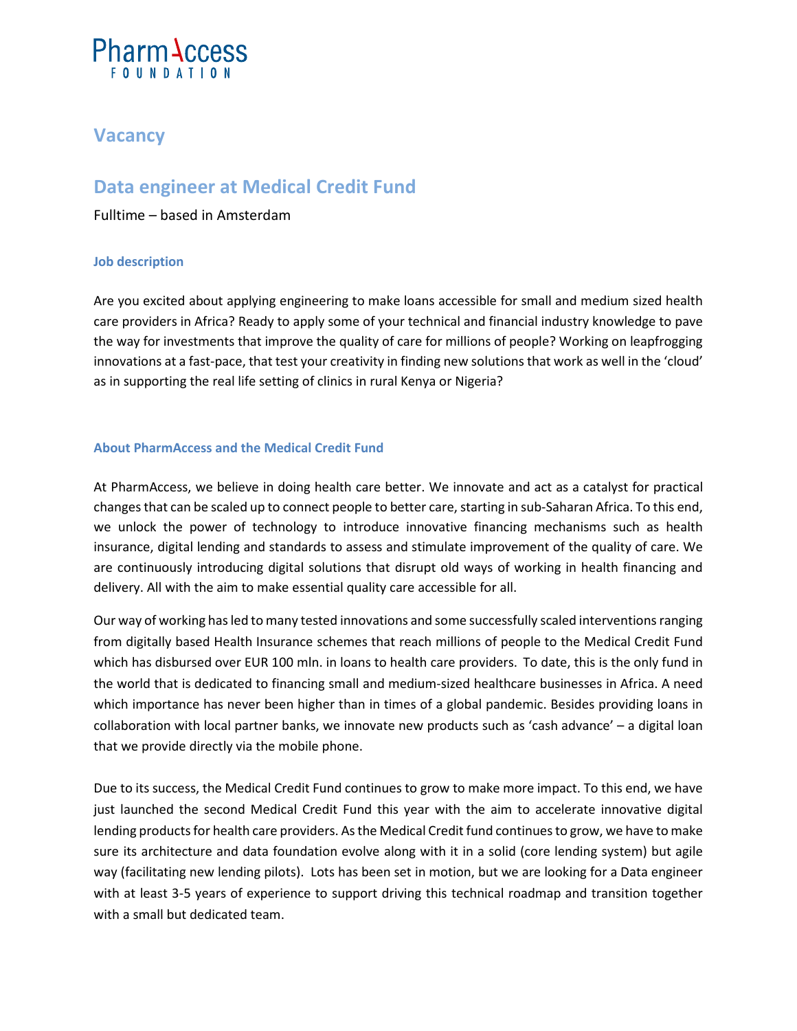PharmAccess FOUNDATION

# Vacancy

## Data engineer at Medical Credit Fund

Fulltime – based in Amsterdam

### Job description

Are you excited about applying engineering to make loans accessible for small and medium sized health care providers in Africa? Ready to apply some of your technical and financial industry knowledge to pave the way for investments that improve the quality of care for millions of people? Working on leapfrogging innovations at a fast-pace, that test your creativity in finding new solutions that work as well in the 'cloud' as in supporting the real life setting of clinics in rural Kenya or Nigeria?

### About PharmAccess and the Medical Credit Fund

At PharmAccess, we believe in doing health care better. We innovate and act as a catalyst for practical changes that can be scaled up to connect people to better care, starting in sub-Saharan Africa. To this end, we unlock the power of technology to introduce innovative financing mechanisms such as health insurance, digital lending and standards to assess and stimulate improvement of the quality of care. We are continuously introducing digital solutions that disrupt old ways of working in health financing and delivery. All with the aim to make essential quality care accessible for all.

Our way of working has led to many tested innovations and some successfully scaled interventions ranging from digitally based Health Insurance schemes that reach millions of people to the Medical Credit Fund which has disbursed over EUR 100 mln. in loans to health care providers. To date, this is the only fund in the world that is dedicated to financing small and medium-sized healthcare businesses in Africa. A need which importance has never been higher than in times of a global pandemic. Besides providing loans in collaboration with local partner banks, we innovate new products such as 'cash advance' – a digital loan that we provide directly via the mobile phone.

Due to its success, the Medical Credit Fund continues to grow to make more impact. To this end, we have just launched the second Medical Credit Fund this year with the aim to accelerate innovative digital lending products for health care providers. As the Medical Credit fund continues to grow, we have to make sure its architecture and data foundation evolve along with it in a solid (core lending system) but agile way (facilitating new lending pilots). Lots has been set in motion, but we are looking for a Data engineer with at least 3-5 years of experience to support driving this technical roadmap and transition together with a small but dedicated team.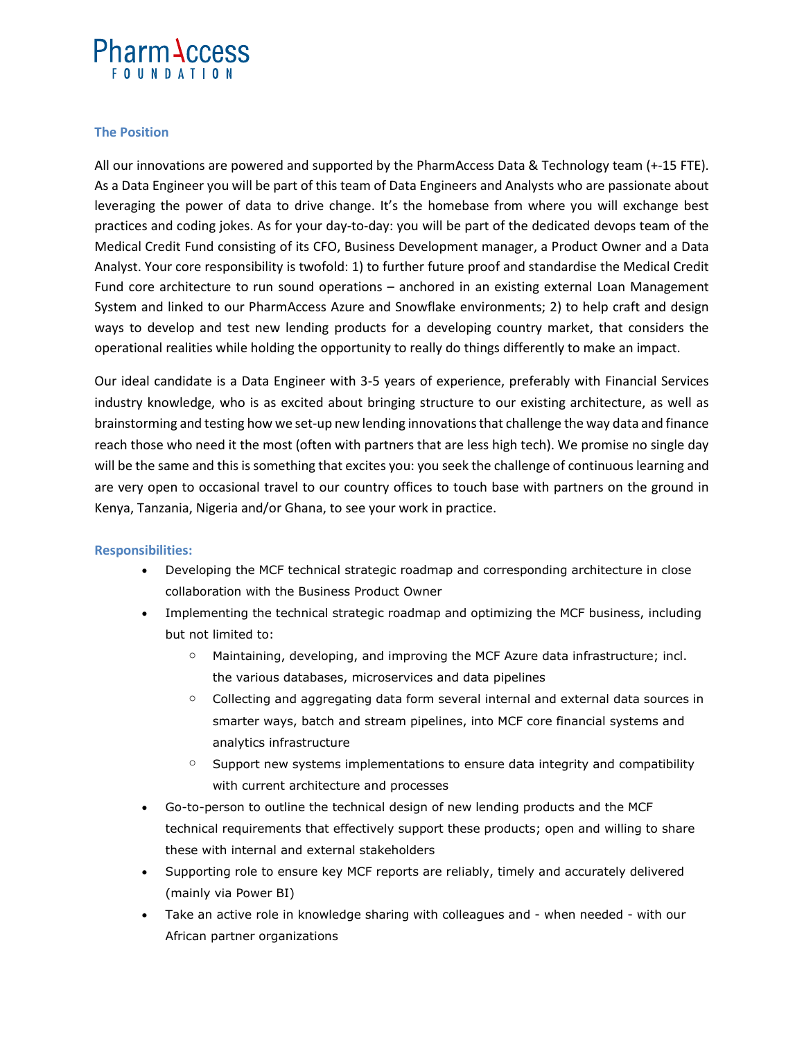## The Position

All our innovations are powered and supported by the PharmAccess Data & Technology team (+-15 FTE). As a Data Engineer you will be part of this team of Data Engineers and Analysts who are passionate about leveraging the power of data to drive change. It's the homebase from where you will exchange best practices and coding jokes. As for your day-to-day: you will be part of the dedicated devops team of the Medical Credit Fund consisting of its CFO, Business Development manager, a Product Owner and a Data Analyst. Your core responsibility is twofold: 1) to further future proof and standardise the Medical Credit Fund core architecture to run sound operations – anchored in an existing external Loan Management System and linked to our PharmAccess Azure and Snowflake environments; 2) to help craft and design ways to develop and test new lending products for a developing country market, that considers the operational realities while holding the opportunity to really do things differently to make an impact.

Our ideal candidate is a Data Engineer with 3-5 years of experience, preferably with Financial Services industry knowledge, who is as excited about bringing structure to our existing architecture, as well as brainstorming and testing how we set-up new lending innovations that challenge the way data and finance reach those who need it the most (often with partners that are less high tech). We promise no single day will be the same and this is something that excites you: you seek the challenge of continuous learning and are very open to occasional travel to our country offices to touch base with partners on the ground in Kenya, Tanzania, Nigeria and/or Ghana, to see your work in practice.

## Responsibilities:

- Developing the MCF technical strategic roadmap and corresponding architecture in close collaboration with the Business Product Owner
- Implementing the technical strategic roadmap and optimizing the MCF business, including but not limited to:
  - Maintaining, developing, and improving the MCF Azure data infrastructure; incl. the various databases, microservices and data pipelines
  - Collecting and aggregating data form several internal and external data sources in smarter ways, batch and stream pipelines, into MCF core financial systems and analytics infrastructure
  - Support new systems implementations to ensure data integrity and compatibility with current architecture and processes
- Go-to-person to outline the technical design of new lending products and the MCF technical requirements that effectively support these products; open and willing to share these with internal and external stakeholders
- Supporting role to ensure key MCF reports are reliably, timely and accurately delivered (mainly via Power BI)
- Take an active role in knowledge sharing with colleagues and - when needed - with our African partner organizations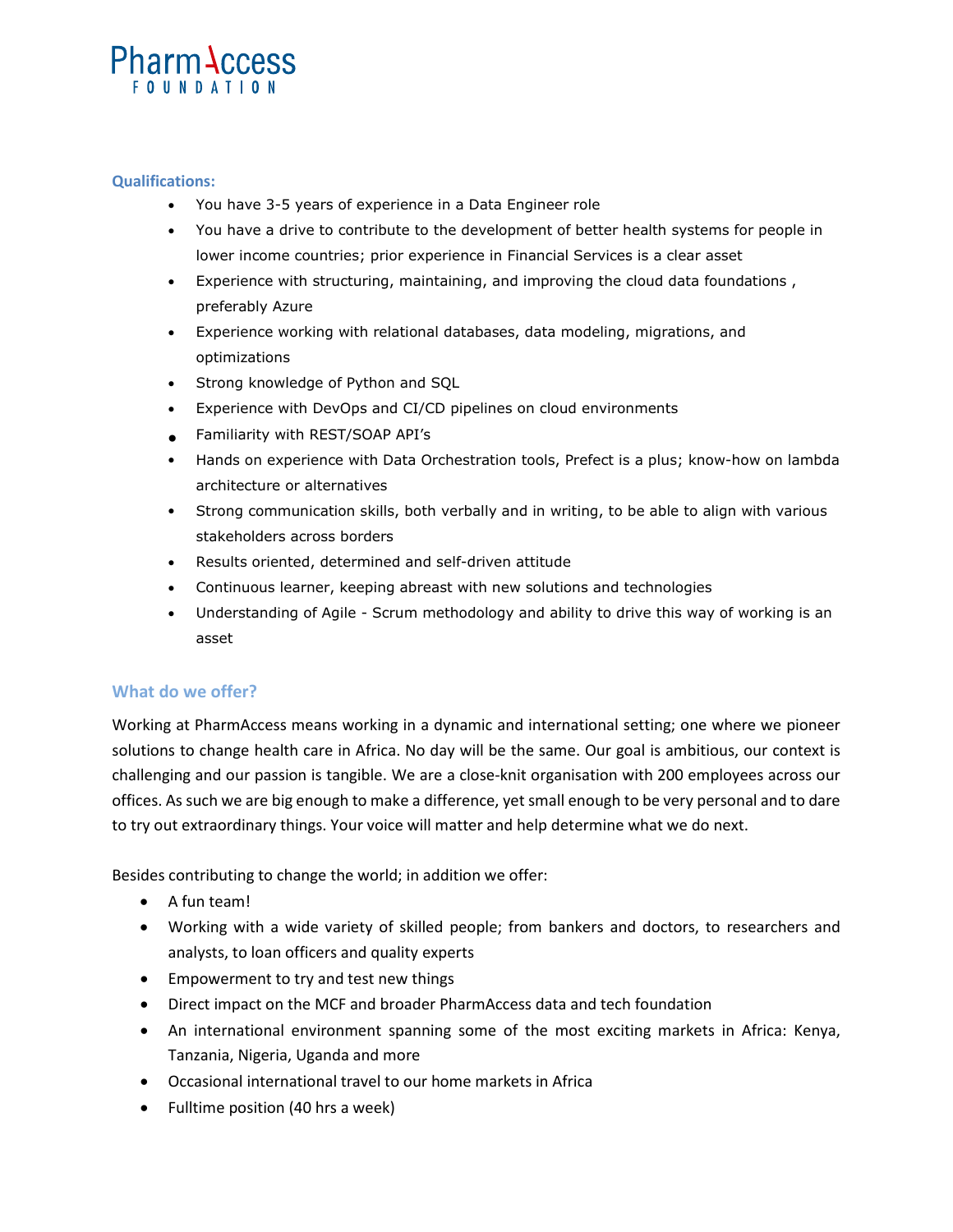**Qualifications:**

- You have 3-5 years of experience in a Data Engineer role
- You have a drive to contribute to the development of better health systems for people in lower income countries; prior experience in Financial Services is a clear asset
- Experience with structuring, maintaining, and improving the cloud data foundations , preferably Azure
- Experience working with relational databases, data modeling, migrations, and optimizations
- Strong knowledge of Python and SQL
- Experience with DevOps and CI/CD pipelines on cloud environments
- Familiarity with REST/SOAP API's
- Hands on experience with Data Orchestration tools, Prefect is a plus; know-how on lambda architecture or alternatives
- Strong communication skills, both verbally and in writing, to be able to align with various stakeholders across borders
- Results oriented, determined and self-driven attitude
- Continuous learner, keeping abreast with new solutions and technologies
- Understanding of Agile - Scrum methodology and ability to drive this way of working is an asset

## What do we offer?

Working at PharmAccess means working in a dynamic and international setting; one where we pioneer solutions to change health care in Africa. No day will be the same. Our goal is ambitious, our context is challenging and our passion is tangible. We are a close-knit organisation with 200 employees across our offices. As such we are big enough to make a difference, yet small enough to be very personal and to dare to try out extraordinary things. Your voice will matter and help determine what we do next.

Besides contributing to change the world; in addition we offer:

- A fun team!
- Working with a wide variety of skilled people; from bankers and doctors, to researchers and analysts, to loan officers and quality experts
- Empowerment to try and test new things
- Direct impact on the MCF and broader PharmAccess data and tech foundation
- An international environment spanning some of the most exciting markets in Africa: Kenya, Tanzania, Nigeria, Uganda and more
- Occasional international travel to our home markets in Africa
- Fulltime position (40 hrs a week)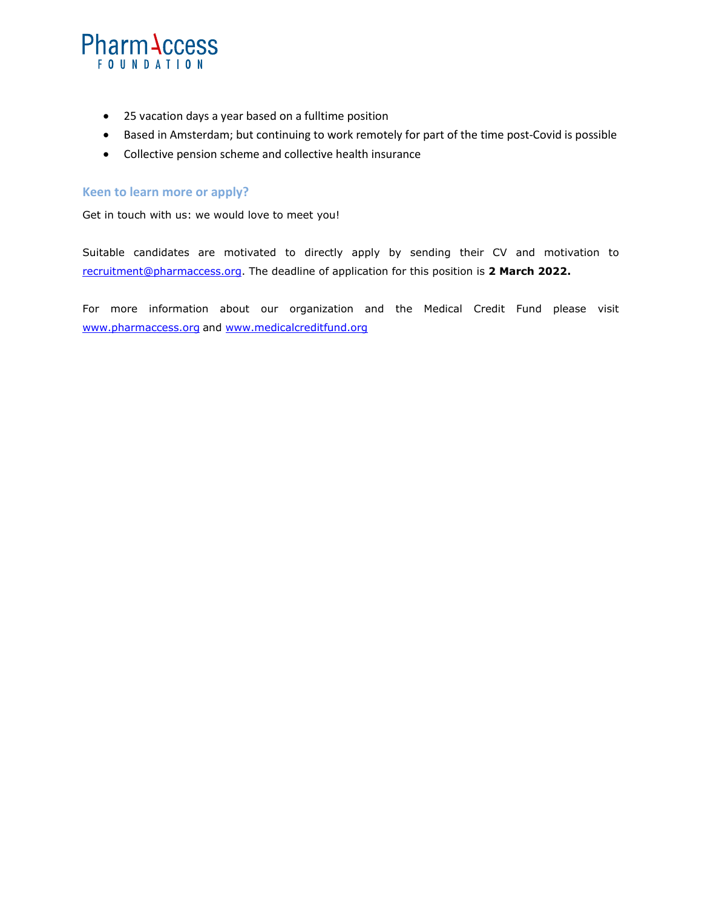- 25 vacation days a year based on a fulltime position
- Based in Amsterdam; but continuing to work remotely for part of the time post-Covid is possible
- Collective pension scheme and collective health insurance

### Keen to learn more or apply?

Get in touch with us: we would love to meet you!

Suitable candidates are motivated to directly apply by sending their CV and motivation to recruitment@pharmaccess.org. The deadline of application for this position is **2 March 2022.**

For more information about our organization and the Medical Credit Fund please visit www.pharmaccess.org and www.medicalcreditfund.org